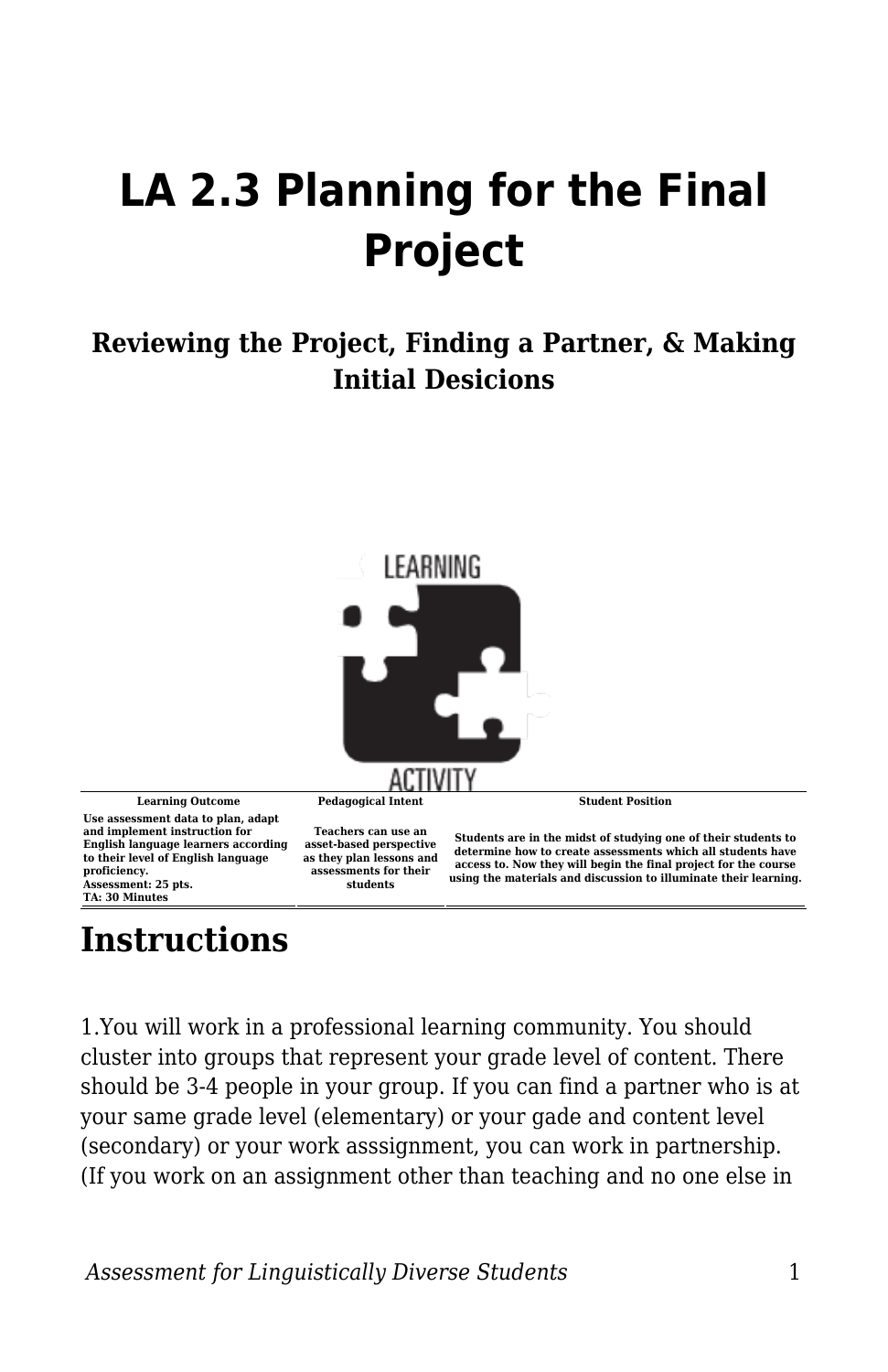# LA 2.3 Planning for the Final Project

### Reviewing the Project, Finding a Partner, & Making Initial Desicions

| Learning Outcome | Pedagogical Intent | Student Position |
|---|---|---|
| Use assessment data to plan, adapt and implement instruction for English language learners according to their level of English language proficiency.<br>Assessment: 25 pts.<br>TA: 30 Minutes | Teachers can use an asset-based perspective as they plan lessons and assessments for their students | Students are in the midst of studying one of their students to determine how to create assessments which all students have access to. Now they will begin the final project for the course using the materials and discussion to illuminate their learning. |

## Instructions

1.You will work in a professional learning community. You should cluster into groups that represent your grade level of content. There should be 3-4 people in your group. If you can find a partner who is at your same grade level (elementary) or your gade and content level (secondary) or your work asssignment, you can work in partnership. (If you work on an assignment other than teaching and no one else in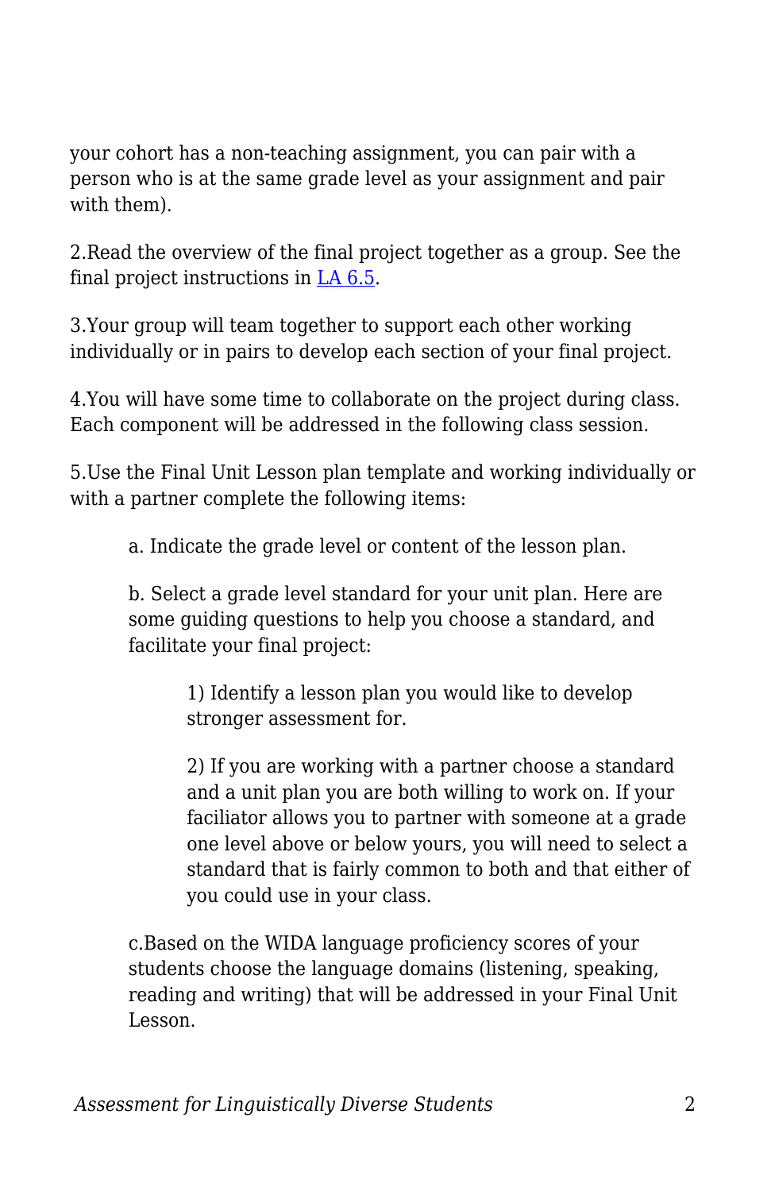your cohort has a non-teaching assignment, you can pair with a person who is at the same grade level as your assignment and pair with them).

2.Read the overview of the final project together as a group. See the final project instructions in [LA 6.5](#).

3.Your group will team together to support each other working individually or in pairs to develop each section of your final project.

4.You will have some time to collaborate on the project during class. Each component will be addressed in the following class session.

5.Use the Final Unit Lesson plan template and working individually or with a partner complete the following items:

> a. Indicate the grade level or content of the lesson plan.
>
> b. Select a grade level standard for your unit plan. Here are some guiding questions to help you choose a standard, and facilitate your final project:
>
> > 1) Identify a lesson plan you would like to develop stronger assessment for.
> >
> > 2) If you are working with a partner choose a standard and a unit plan you are both willing to work on. If your faciliator allows you to partner with someone at a grade one level above or below yours, you will need to select a standard that is fairly common to both and that either of you could use in your class.
>
> c.Based on the WIDA language proficiency scores of your students choose the language domains (listening, speaking, reading and writing) that will be addressed in your Final Unit Lesson.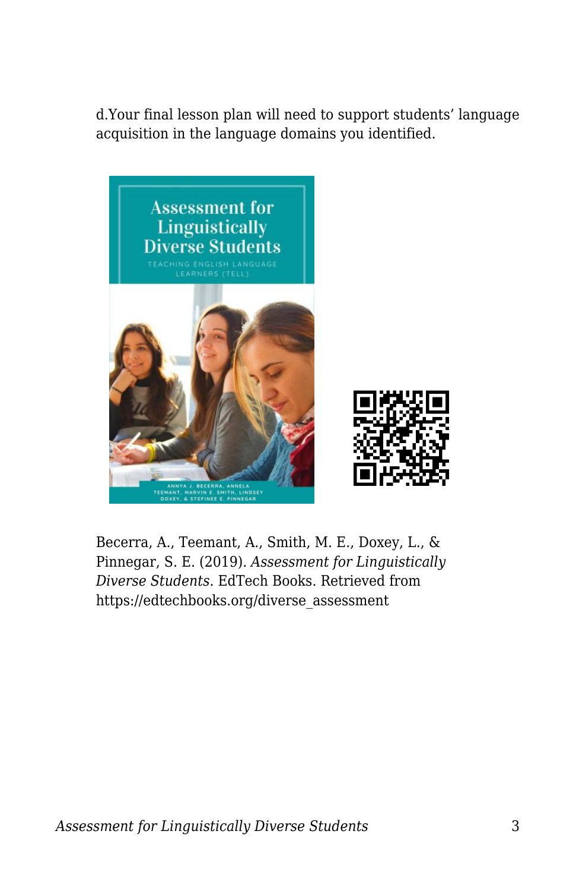d.Your final lesson plan will need to support students' language acquisition in the language domains you identified.

Becerra, A., Teemant, A., Smith, M. E., Doxey, L., & Pinnegar, S. E. (2019). *Assessment for Linguistically Diverse Students*. EdTech Books. Retrieved from https://edtechbooks.org/diverse_assessment